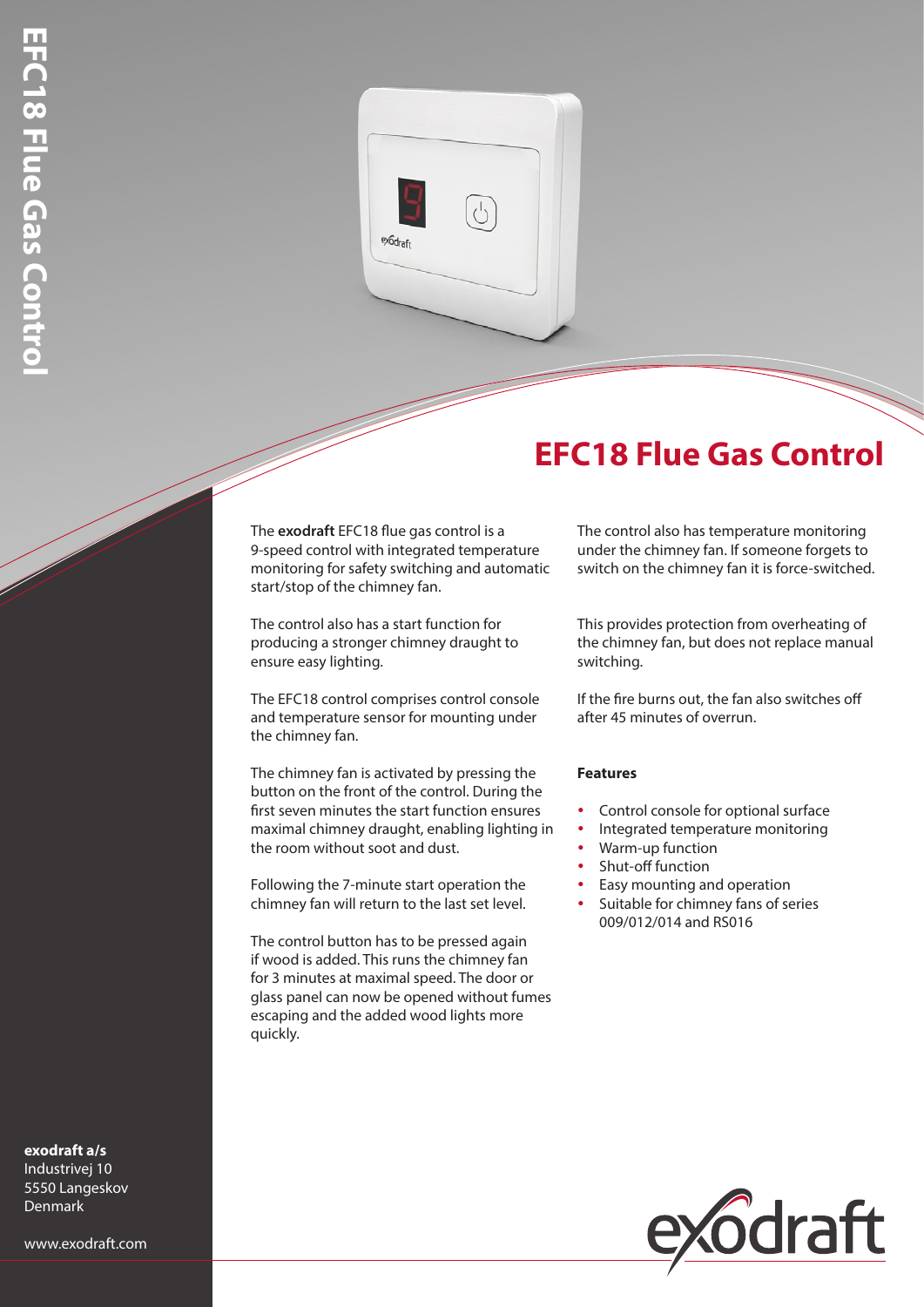# EFC18 Flue Gas Control

The **exodraft** EFC18 flue gas control is a 9-speed control with integrated temperature monitoring for safety switching and automatic start/stop of the chimney fan.

The control also has a start function for producing a stronger chimney draught to ensure easy lighting.

The EFC18 control comprises control console and temperature sensor for mounting under the chimney fan.

The chimney fan is activated by pressing the button on the front of the control. During the first seven minutes the start function ensures maximal chimney draught, enabling lighting in the room without soot and dust.

Following the 7-minute start operation the chimney fan will return to the last set level.

The control button has to be pressed again if wood is added. This runs the chimney fan for 3 minutes at maximal speed. The door or glass panel can now be opened without fumes escaping and the added wood lights more quickly.

The control also has temperature monitoring under the chimney fan. If someone forgets to switch on the chimney fan it is force-switched.

This provides protection from overheating of the chimney fan, but does not replace manual switching.

If the fire burns out, the fan also switches off after 45 minutes of overrun.

**Features**

- Control console for optional surface
- Integrated temperature monitoring
- Warm-up function
- Shut-off function
- Easy mounting and operation
- Suitable for chimney fans of series 009/012/014 and RS016

**exodraft a/s**
Industrivej 10
5550 Langeskov
Denmark

www.exodraft.com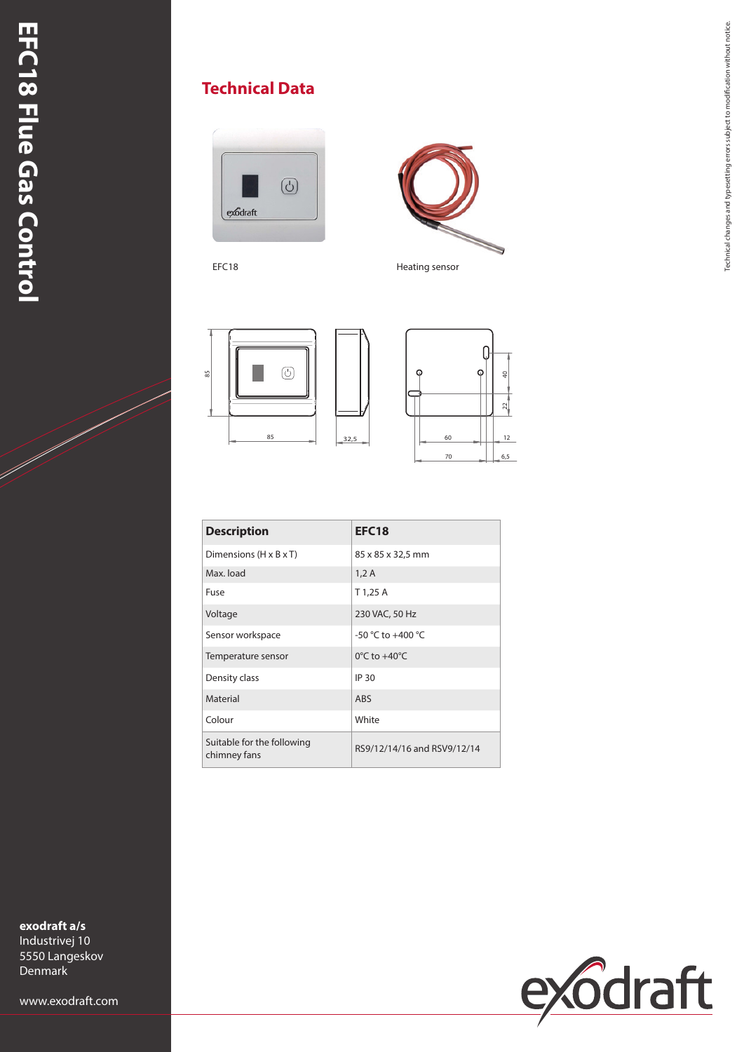# EFC18 Flue Gas Control

## Technical Data

EFC18

Heating sensor

85

85

32,5

60

70

12

6,5

40

22

| Description | EFC18 |
|---|---|
| Dimensions (H x B x T) | 85 x 85 x 32,5 mm |
| Max. load | 1,2 A |
| Fuse | T 1,25 A |
| Voltage | 230 VAC, 50 Hz |
| Sensor workspace | -50 °C to +400 °C |
| Temperature sensor | 0°C to +40°C |
| Density class | IP 30 |
| Material | ABS |
| Colour | White |
| Suitable for the following chimney fans | RS9/12/14/16 and RSV9/12/14 |

Technical changes and typesetting errors subject to modification without notice.

**exodraft a/s**
Industrivej 10
5550 Langeskov
Denmark

www.exodraft.com